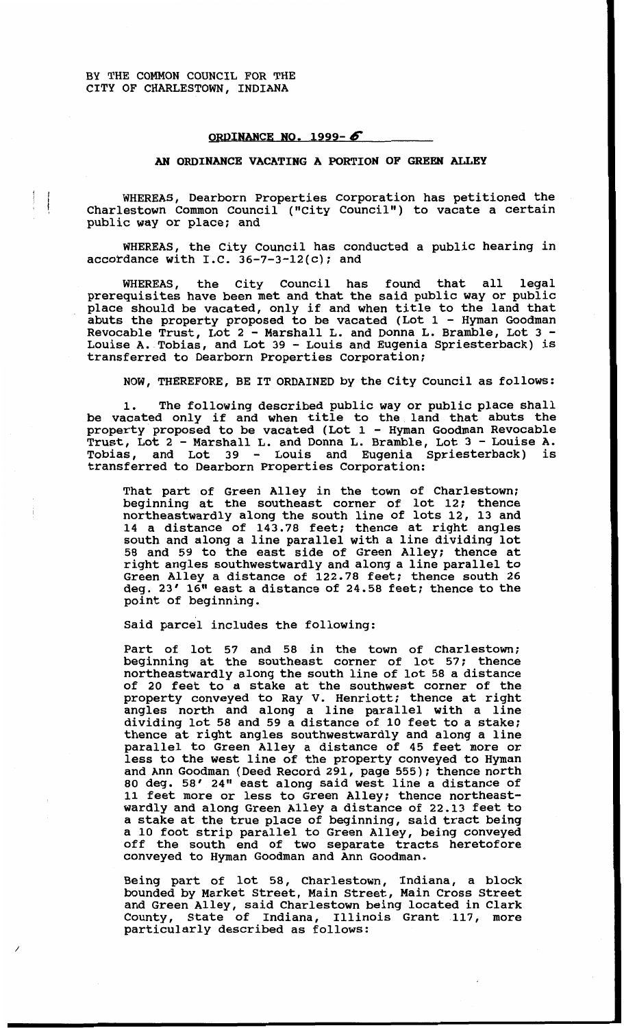BY THE COMMON COUNCIL FOR THE
CITY OF CHARLESTOWN, INDIANA

## ORDINANCE NO. 1999- 6

## AN ORDINANCE VACATING A PORTION OF GREEN ALLEY

WHEREAS, Dearborn Properties Corporation has petitioned the Charlestown Common Council ("City Council") to vacate a certain public way or place; and

WHEREAS, the City Council has conducted a public hearing in accordance with I.C. 36-7-3-12(c); and

WHEREAS, the City Council has found that all legal prerequisites have been met and that the said public way or public place should be vacated, only if and when title to the land that abuts the property proposed to be vacated (Lot 1 - Hyman Goodman Revocable Trust, Lot 2 - Marshall L. and Donna L. Bramble, Lot 3 - Louise A. Tobias, and Lot 39 - Louis and Eugenia Spriesterback) is transferred to Dearborn Properties Corporation;

NOW, THEREFORE, BE IT ORDAINED by the City Council as follows:

1. The following described public way or public place shall be vacated only if and when title to the land that abuts the property proposed to be vacated (Lot 1 - Hyman Goodman Revocable Trust, Lot 2 - Marshall L. and Donna L. Bramble, Lot 3 - Louise A. Tobias, and Lot 39 - Louis and Eugenia Spriesterback) is transferred to Dearborn Properties Corporation:

That part of Green Alley in the town of Charlestown; beginning at the southeast corner of lot 12; thence northeastwardly along the south line of lots 12, 13 and 14 a distance of 143.78 feet; thence at right angles south and along a line parallel with a line dividing lot 58 and 59 to the east side of Green Alley; thence at right angles southwestwardly and along a line parallel to Green Alley a distance of 122.78 feet; thence south 26 deg. 23' 16" east a distance of 24.58 feet; thence to the point of beginning.

Said parcel includes the following:

Part of lot 57 and 58 in the town of Charlestown; beginning at the southeast corner of lot 57; thence northeastwardly along the south line of lot 58 a distance of 20 feet to a stake at the southwest corner of the property conveyed to Ray V. Henriott; thence at right angles north and along a line parallel with a line dividing lot 58 and 59 a distance of 10 feet to a stake; thence at right angles southwestwardly and along a line parallel to Green Alley a distance of 45 feet more or less to the west line of the property conveyed to Hyman and Ann Goodman (Deed Record 291, page 555); thence north 80 deg. 58' 24" east along said west line a distance of 11 feet more or less to Green Alley; thence northeastwardly and along Green Alley a distance of 22.13 feet to a stake at the true place of beginning, said tract being a 10 foot strip parallel to Green Alley, being conveyed off the south end of two separate tracts heretofore conveyed to Hyman Goodman and Ann Goodman.

Being part of lot 58, Charlestown, Indiana, a block bounded by Market Street, Main Street, Main Cross Street and Green Alley, said Charlestown being located in Clark County, State of Indiana, Illinois Grant 117, more particularly described as follows: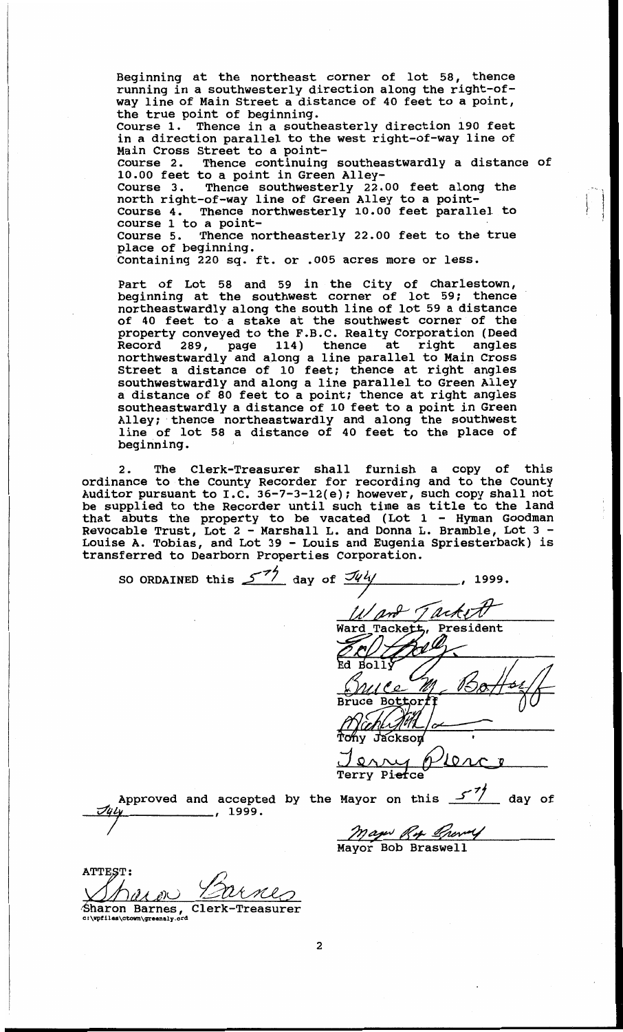Beginning at the northeast corner of lot 58, thence running in a southwesterly direction along the right-of-way line of Main Street a distance of 40 feet to a point, the true point of beginning.
Course 1. Thence in a southeasterly direction 190 feet in a direction parallel to the west right-of-way line of Main Cross Street to a point-
Course 2. Thence continuing southeastwardly a distance of 10.00 feet to a point in Green Alley-
Course 3. Thence southwesterly 22.00 feet along the north right-of-way line of Green Alley to a point-
Course 4. Thence northwesterly 10.00 feet parallel to course 1 to a point-
Course 5. Thence northeasterly 22.00 feet to the true place of beginning.
Containing 220 sq. ft. or .005 acres more or less.

Part of Lot 58 and 59 in the City of Charlestown, beginning at the southwest corner of lot 59; thence northeastwardly along the south line of lot 59 a distance of 40 feet to a stake at the southwest corner of the property conveyed to the F.B.C. Realty Corporation (Deed Record 289, page 114) thence at right angles northwestwardly and along a line parallel to Main Cross Street a distance of 10 feet; thence at right angles southwestwardly and along a line parallel to Green Alley a distance of 80 feet to a point; thence at right angles southeastwardly a distance of 10 feet to a point in Green Alley; thence northeastwardly and along the southwest line of lot 58 a distance of 40 feet to the place of beginning.

2. The Clerk-Treasurer shall furnish a copy of this ordinance to the County Recorder for recording and to the County Auditor pursuant to I.C. 36-7-3-12(e); however, such copy shall not be supplied to the Recorder until such time as title to the land that abuts the property to be vacated (Lot 1 - Hyman Goodman Revocable Trust, Lot 2 - Marshall L. and Donna L. Bramble, Lot 3 - Louise A. Tobias, and Lot 39 - Louis and Eugenia Spriesterback) is transferred to Dearborn Properties Corporation.

SO ORDAINED this 5th day of July, 1999.

Ward Tackett, President

Ed Bolly

Bruce Bottorff

Tony Jackson

Terry Pierce

Approved and accepted by the Mayor on this 5th day of July, 1999.

Mayor Bob Braswell

ATTEST:

Sharon Barnes, Clerk-Treasurer

c:\wpfiles\ctown\greenaly.ord